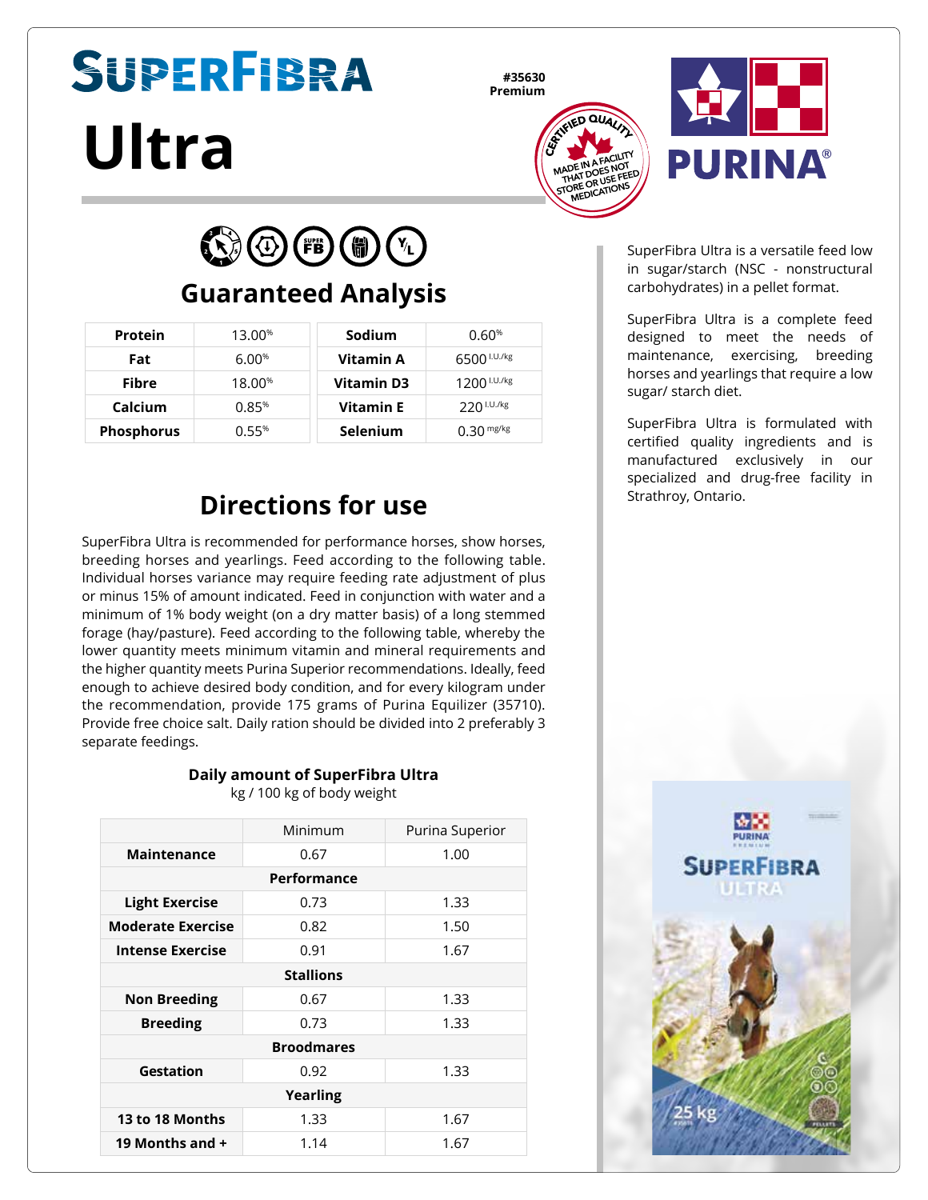# SuperFibra

# Ultra

#35630
Premium

CERTIFIED QUALITY
MADE IN A FACILITY THAT DOES NOT STORE OR USE FEED MEDICATIONS

PURINA®

## Guaranteed Analysis

| Protein | 13.00% | Sodium | 0.60% |
|---|---|---|---|
| Fat | 6.00% | Vitamin A | 6500 I.U./kg |
| Fibre | 18.00% | Vitamin D3 | 1200 I.U./kg |
| Calcium | 0.85% | Vitamin E | 220 I.U./kg |
| Phosphorus | 0.55% | Selenium | 0.30 mg/kg |

SuperFibra Ultra is a versatile feed low in sugar/starch (NSC - nonstructural carbohydrates) in a pellet format.

SuperFibra Ultra is a complete feed designed to meet the needs of maintenance, exercising, breeding horses and yearlings that require a low sugar/ starch diet.

SuperFibra Ultra is formulated with certified quality ingredients and is manufactured exclusively in our specialized and drug-free facility in Strathroy, Ontario.

## Directions for use

SuperFibra Ultra is recommended for performance horses, show horses, breeding horses and yearlings. Feed according to the following table. Individual horses variance may require feeding rate adjustment of plus or minus 15% of amount indicated. Feed in conjunction with water and a minimum of 1% body weight (on a dry matter basis) of a long stemmed forage (hay/pasture). Feed according to the following table, whereby the lower quantity meets minimum vitamin and mineral requirements and the higher quantity meets Purina Superior recommendations. Ideally, feed enough to achieve desired body condition, and for every kilogram under the recommendation, provide 175 grams of Purina Equilizer (35710). Provide free choice salt. Daily ration should be divided into 2 preferably 3 separate feedings.

**Daily amount of SuperFibra Ultra**
kg / 100 kg of body weight

| | Minimum | Purina Superior |
|---|---|---|
| **Maintenance** | 0.67 | 1.00 |
| **Performance** | | |
| **Light Exercise** | 0.73 | 1.33 |
| **Moderate Exercise** | 0.82 | 1.50 |
| **Intense Exercise** | 0.91 | 1.67 |
| **Stallions** | | |
| **Non Breeding** | 0.67 | 1.33 |
| **Breeding** | 0.73 | 1.33 |
| **Broodmares** | | |
| **Gestation** | 0.92 | 1.33 |
| **Yearling** | | |
| **13 to 18 Months** | 1.33 | 1.67 |
| **19 Months and +** | 1.14 | 1.67 |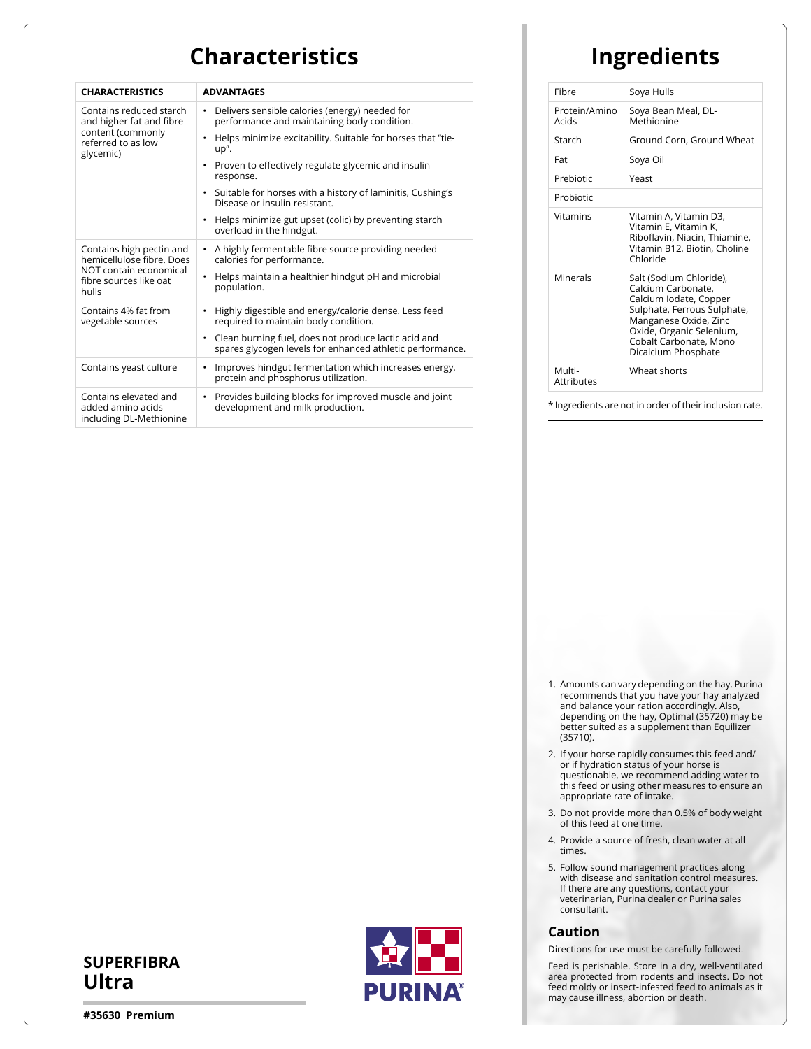# Characteristics

| CHARACTERISTICS | ADVANTAGES |
|---|---|
| Contains reduced starch and higher fat and fibre content (commonly referred to as low glycemic) | • Delivers sensible calories (energy) needed for performance and maintaining body condition.<br>• Helps minimize excitability. Suitable for horses that "tie-up".<br>• Proven to effectively regulate glycemic and insulin response.<br>• Suitable for horses with a history of laminitis, Cushing's Disease or insulin resistant.<br>• Helps minimize gut upset (colic) by preventing starch overload in the hindgut. |
| Contains high pectin and hemicellulose fibre. Does NOT contain economical fibre sources like oat hulls | • A highly fermentable fibre source providing needed calories for performance.<br>• Helps maintain a healthier hindgut pH and microbial population. |
| Contains 4% fat from vegetable sources | • Highly digestible and energy/calorie dense. Less feed required to maintain body condition.<br>• Clean burning fuel, does not produce lactic acid and spares glycogen levels for enhanced athletic performance. |
| Contains yeast culture | • Improves hindgut fermentation which increases energy, protein and phosphorus utilization. |
| Contains elevated and added amino acids including DL-Methionine | • Provides building blocks for improved muscle and joint development and milk production. |

# Ingredients

| | |
|---|---|
| Fibre | Soya Hulls |
| Protein/Amino Acids | Soya Bean Meal, DL-Methionine |
| Starch | Ground Corn, Ground Wheat |
| Fat | Soya Oil |
| Prebiotic | Yeast |
| Probiotic | |
| Vitamins | Vitamin A, Vitamin D3, Vitamin E, Vitamin K, Riboflavin, Niacin, Thiamine, Vitamin B12, Biotin, Choline Chloride |
| Minerals | Salt (Sodium Chloride), Calcium Carbonate, Calcium Iodate, Copper Sulphate, Ferrous Sulphate, Manganese Oxide, Zinc Oxide, Organic Selenium, Cobalt Carbonate, Mono Dicalcium Phosphate |
| Multi-Attributes | Wheat shorts |

* Ingredients are not in order of their inclusion rate.

1. Amounts can vary depending on the hay. Purina recommends that you have your hay analyzed and balance your ration accordingly. Also, depending on the hay, Optimal (35720) may be better suited as a supplement than Equilizer (35710).
2. If your horse rapidly consumes this feed and/or if hydration status of your horse is questionable, we recommend adding water to this feed or using other measures to ensure an appropriate rate of intake.
3. Do not provide more than 0.5% of body weight of this feed at one time.
4. Provide a source of fresh, clean water at all times.
5. Follow sound management practices along with disease and sanitation control measures. If there are any questions, contact your veterinarian, Purina dealer or Purina sales consultant.

## Caution

Directions for use must be carefully followed.

Feed is perishable. Store in a dry, well-ventilated area protected from rodents and insects. Do not feed moldy or insect-infested feed to animals as it may cause illness, abortion or death.

**SUPERFIBRA Ultra**

PURINA®

**#35630 Premium**